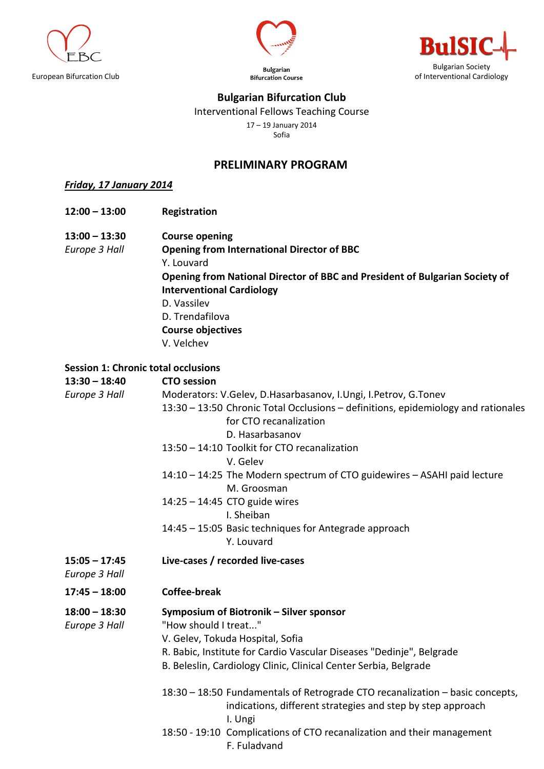European Bifurcation Club

Bulgarian Bifurcation Course

BulSIC
Bulgarian Society of Interventional Cardiology

# Bulgarian Bifurcation Club

Interventional Fellows Teaching Course

17 – 19 January 2014

Sofia

## PRELIMINARY PROGRAM

***Friday, 17 January 2014***

**12:00 – 13:00** **Registration**

**13:00 – 13:30** **Course opening**
*Europe 3 Hall*
**Opening from International Director of BBC**
Y. Louvard
**Opening from National Director of BBC and President of Bulgarian Society of Interventional Cardiology**
D. Vassilev
D. Trendafilova
**Course objectives**
V. Velchev

**Session 1: Chronic total occlusions**

**13:30 – 18:40** **CTO session**
*Europe 3 Hall*
Moderators: V.Gelev, D.Hasarbasanov, I.Ungi, I.Petrov, G.Tonev

13:30 – 13:50 Chronic Total Occlusions – definitions, epidemiology and rationales for CTO recanalization
D. Hasarbasanov

13:50 – 14:10 Toolkit for CTO recanalization
V. Gelev

14:10 – 14:25 The Modern spectrum of CTO guidewires – ASAHI paid lecture
M. Groosman

14:25 – 14:45 CTO guide wires
I. Sheiban

14:45 – 15:05 Basic techniques for Antegrade approach
Y. Louvard

**15:05 – 17:45** **Live-cases / recorded live-cases**
*Europe 3 Hall*

**17:45 – 18:00** **Coffee-break**

**18:00 – 18:30** **Symposium of Biotronik – Silver sponsor**
*Europe 3 Hall*
"How should I treat..."
V. Gelev, Tokuda Hospital, Sofia
R. Babic, Institute for Cardio Vascular Diseases "Dedinje", Belgrade
B. Beleslin, Cardiology Clinic, Clinical Center Serbia, Belgrade

18:30 – 18:50 Fundamentals of Retrograde CTO recanalization – basic concepts, indications, different strategies and step by step approach
I. Ungi

18:50 - 19:10 Complications of CTO recanalization and their management
F. Fuladvand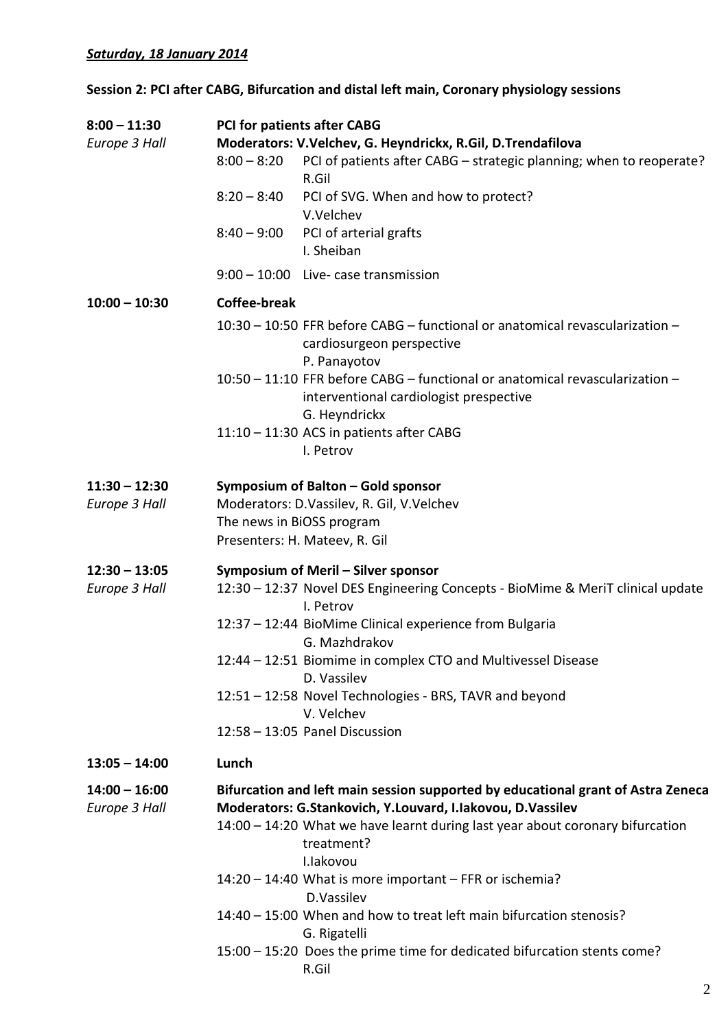***Saturday, 18 January 2014***

**Session 2: PCI after CABG, Bifurcation and distal left main, Coronary physiology sessions**

**8:00 – 11:30**
*Europe 3 Hall*

**PCI for patients after CABG**
**Moderators: V.Velchev, G. Heyndrickx, R.Gil, D.Trendafilova**

- 8:00 – 8:20 PCI of patients after CABG – strategic planning; when to reoperate?
  R.Gil
- 8:20 – 8:40 PCI of SVG. When and how to protect?
  V.Velchev
- 8:40 – 9:00 PCI of arterial grafts
  I. Sheiban
- 9:00 – 10:00 Live- case transmission

**10:00 – 10:30** **Coffee-break**

- 10:30 – 10:50 FFR before CABG – functional or anatomical revascularization – cardiosurgeon perspective
  P. Panayotov
- 10:50 – 11:10 FFR before CABG – functional or anatomical revascularization – interventional cardiologist prespective
  G. Heyndrickx
- 11:10 – 11:30 ACS in patients after CABG
  I. Petrov

**11:30 – 12:30**
*Europe 3 Hall*

**Symposium of Balton – Gold sponsor**
Moderators: D.Vassilev, R. Gil, V.Velchev
The news in BiOSS program
Presenters: H. Mateev, R. Gil

**12:30 – 13:05**
*Europe 3 Hall*

**Symposium of Meril – Silver sponsor**

- 12:30 – 12:37 Novel DES Engineering Concepts - BioMime & MeriT clinical update
  I. Petrov
- 12:37 – 12:44 BioMime Clinical experience from Bulgaria
  G. Mazhdrakov
- 12:44 – 12:51 Biomime in complex CTO and Multivessel Disease
  D. Vassilev
- 12:51 – 12:58 Novel Technologies - BRS, TAVR and beyond
  V. Velchev
- 12:58 – 13:05 Panel Discussion

**13:05 – 14:00** **Lunch**

**14:00 – 16:00**
*Europe 3 Hall*

**Bifurcation and left main session supported by educational grant of Astra Zeneca**
**Moderators: G.Stankovich, Y.Louvard, I.Iakovou, D.Vassilev**

- 14:00 – 14:20 What we have learnt during last year about coronary bifurcation treatment?
  I.Iakovou
- 14:20 – 14:40 What is more important – FFR or ischemia?
  D.Vassilev
- 14:40 – 15:00 When and how to treat left main bifurcation stenosis?
  G. Rigatelli
- 15:00 – 15:20 Does the prime time for dedicated bifurcation stents come?
  R.Gil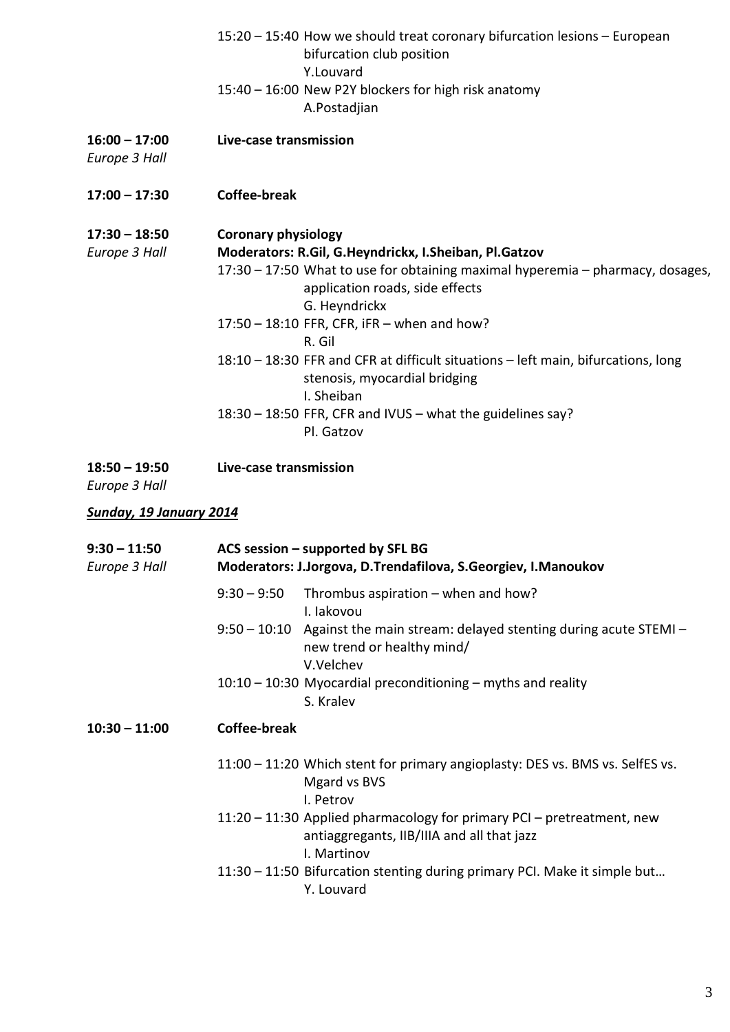15:20 – 15:40 How we should treat coronary bifurcation lesions – European bifurcation club position
Y.Louvard

15:40 – 16:00 New P2Y blockers for high risk anatomy
A.Postadjian

**16:00 – 17:00** **Live-case transmission**
*Europe 3 Hall*

**17:00 – 17:30** **Coffee-break**

**17:30 – 18:50** **Coronary physiology**
*Europe 3 Hall*
**Moderators: R.Gil, G.Heyndrickx, I.Sheiban, Pl.Gatzov**

17:30 – 17:50 What to use for obtaining maximal hyperemia – pharmacy, dosages, application roads, side effects
G. Heyndrickx

17:50 – 18:10 FFR, CFR, iFR – when and how?
R. Gil

18:10 – 18:30 FFR and CFR at difficult situations – left main, bifurcations, long stenosis, myocardial bridging
I. Sheiban

18:30 – 18:50 FFR, CFR and IVUS – what the guidelines say?
Pl. Gatzov

**18:50 – 19:50** **Live-case transmission**
*Europe 3 Hall*

***Sunday, 19 January 2014***

**9:30 – 11:50** **ACS session – supported by SFL BG**
*Europe 3 Hall*
**Moderators: J.Jorgova, D.Trendafilova, S.Georgiev, I.Manoukov**

9:30 – 9:50 Thrombus aspiration – when and how?
I. Iakovou

9:50 – 10:10 Against the main stream: delayed stenting during acute STEMI – new trend or healthy mind/
V.Velchev

10:10 – 10:30 Myocardial preconditioning – myths and reality
S. Kralev

**10:30 – 11:00** **Coffee-break**

11:00 – 11:20 Which stent for primary angioplasty: DES vs. BMS vs. SelfES vs. Mgard vs BVS
I. Petrov

11:20 – 11:30 Applied pharmacology for primary PCI – pretreatment, new antiaggregants, IIB/IIIA and all that jazz
I. Martinov

11:30 – 11:50 Bifurcation stenting during primary PCI. Make it simple but…
Y. Louvard